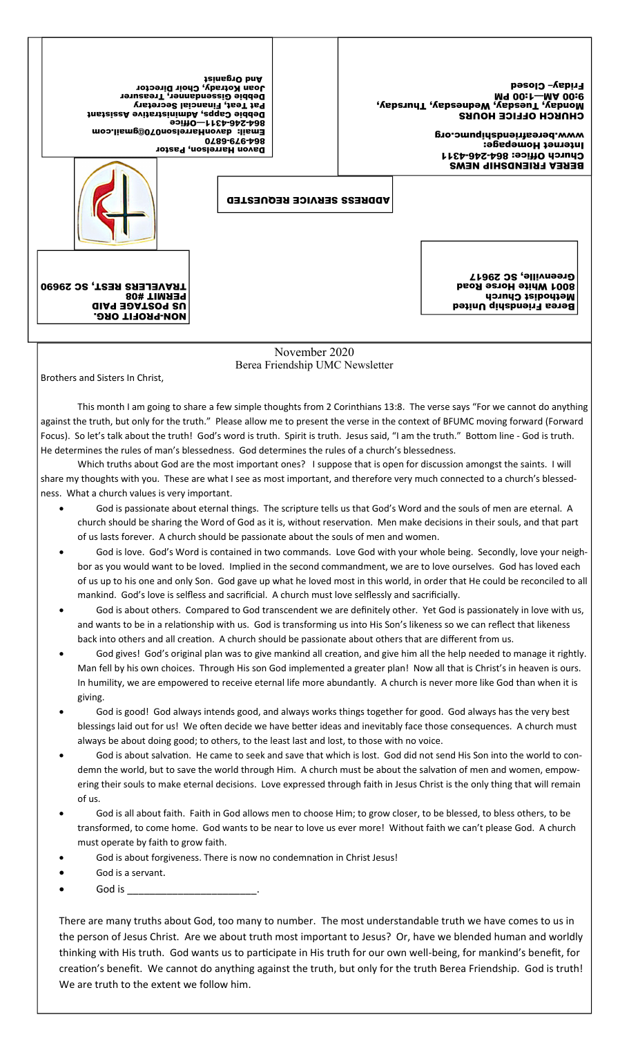BEREA FRIENDSHIP NEWS
Church Office: 864-246-4311
Internet Homepage:
www.bereafriendshipumc.org

CHURCH OFFICE HOURS
Monday, Tuesday, Wednesday, Thursday,
9:00 AM—1:00 PM
Friday– Closed

Davon Harrelson, Pastor
864-979-6870
Email: davonHarrelson070@gmail.com
864-246-4311—Office
Debbie Capps, Administrative Assistant
Pat Teat, Financial Secretary
Debbie Gissendanner, Treasurer
Joan Kotrady, Choir Director
And Organist

ADDRESS SERVICE REQUESTED

NON-PROFIT ORG.
US POSTAGE PAID
PERMIT #08
TRAVELERS REST, SC 29690

Berea Friendship United
Methodist Church
8001 White Horse Road
Greenville, SC 29617

November 2020
Berea Friendship UMC Newsletter

Brothers and Sisters In Christ,

This month I am going to share a few simple thoughts from 2 Corinthians 13:8. The verse says "For we cannot do anything against the truth, but only for the truth." Please allow me to present the verse in the context of BFUMC moving forward (Forward Focus). So let's talk about the truth! God's word is truth. Spirit is truth. Jesus said, "I am the truth." Bottom line - God is truth. He determines the rules of man's blessedness. God determines the rules of a church's blessedness.

Which truths about God are the most important ones? I suppose that is open for discussion amongst the saints. I will share my thoughts with you. These are what I see as most important, and therefore very much connected to a church's blessedness. What a church values is very important.

- God is passionate about eternal things. The scripture tells us that God's Word and the souls of men are eternal. A church should be sharing the Word of God as it is, without reservation. Men make decisions in their souls, and that part of us lasts forever. A church should be passionate about the souls of men and women.
- God is love. God's Word is contained in two commands. Love God with your whole being. Secondly, love your neighbor as you would want to be loved. Implied in the second commandment, we are to love ourselves. God has loved each of us up to his one and only Son. God gave up what he loved most in this world, in order that He could be reconciled to all mankind. God's love is selfless and sacrificial. A church must love selflessly and sacrificially.
- God is about others. Compared to God transcendent we are definitely other. Yet God is passionately in love with us, and wants to be in a relationship with us. God is transforming us into His Son's likeness so we can reflect that likeness back into others and all creation. A church should be passionate about others that are different from us.
- God gives! God's original plan was to give mankind all creation, and give him all the help needed to manage it rightly. Man fell by his own choices. Through His son God implemented a greater plan! Now all that is Christ's in heaven is ours. In humility, we are empowered to receive eternal life more abundantly. A church is never more like God than when it is giving.
- God is good! God always intends good, and always works things together for good. God always has the very best blessings laid out for us! We often decide we have better ideas and inevitably face those consequences. A church must always be about doing good; to others, to the least last and lost, to those with no voice.
- God is about salvation. He came to seek and save that which is lost. God did not send His Son into the world to condemn the world, but to save the world through Him. A church must be about the salvation of men and women, empowering their souls to make eternal decisions. Love expressed through faith in Jesus Christ is the only thing that will remain of us.
- God is all about faith. Faith in God allows men to choose Him; to grow closer, to be blessed, to bless others, to be transformed, to come home. God wants to be near to love us ever more! Without faith we can't please God. A church must operate by faith to grow faith.
- God is about forgiveness. There is now no condemnation in Christ Jesus!
- God is a servant.
- God is ________________________.

There are many truths about God, too many to number. The most understandable truth we have comes to us in the person of Jesus Christ. Are we about truth most important to Jesus? Or, have we blended human and worldly thinking with His truth. God wants us to participate in His truth for our own well-being, for mankind's benefit, for creation's benefit. We cannot do anything against the truth, but only for the truth Berea Friendship. God is truth! We are truth to the extent we follow him.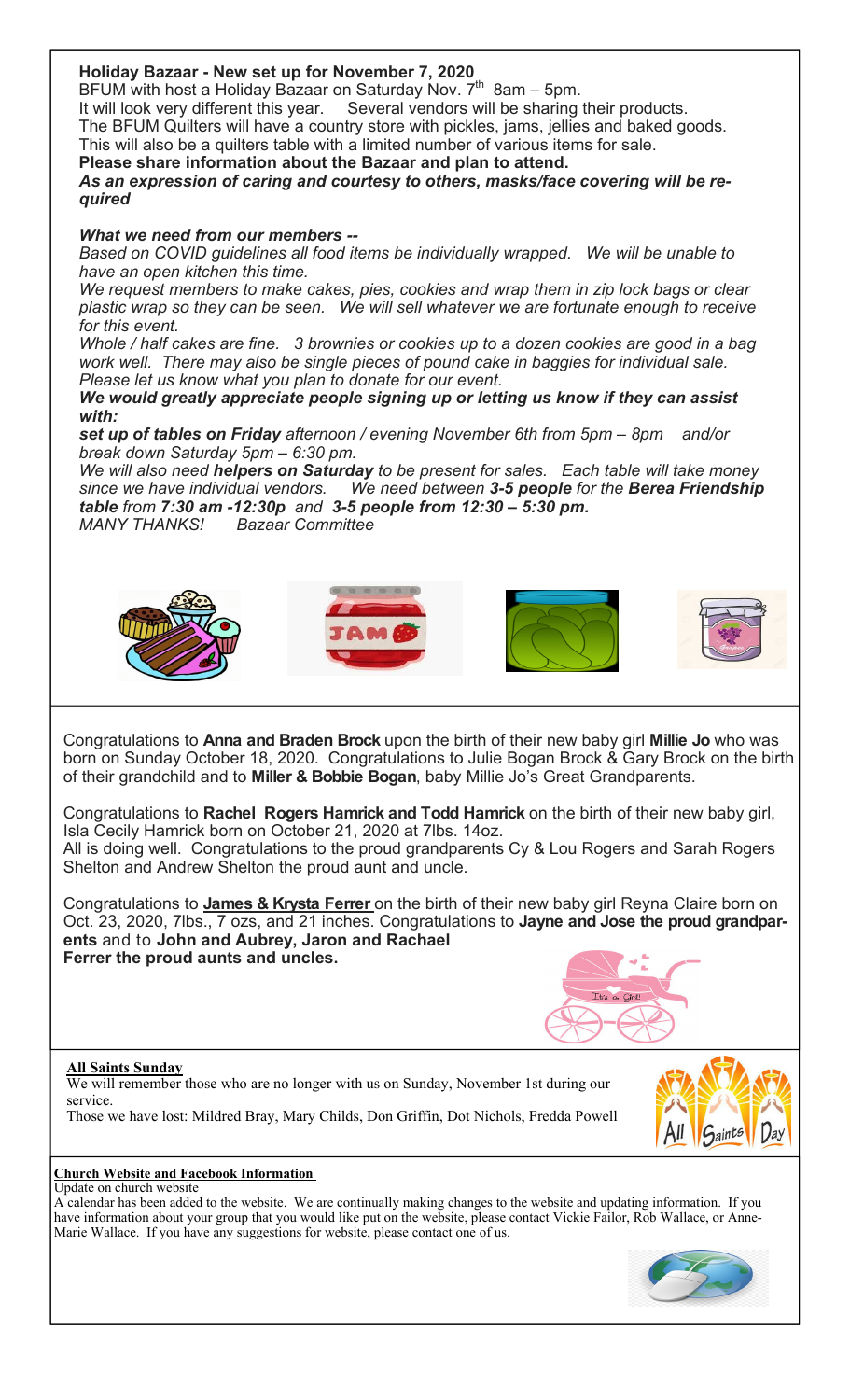## Holiday Bazaar - New set up for November 7, 2020

BFUM with host a Holiday Bazaar on Saturday Nov. 7th 8am – 5pm.
It will look very different this year. Several vendors will be sharing their products.
The BFUM Quilters will have a country store with pickles, jams, jellies and baked goods.
This will also be a quilters table with a limited number of various items for sale.

**Please share information about the Bazaar and plan to attend.**

***As an expression of caring and courtesy to others, masks/face covering will be required***

***What we need from our members --***

*Based on COVID guidelines all food items be individually wrapped. We will be unable to have an open kitchen this time.*

*We request members to make cakes, pies, cookies and wrap them in zip lock bags or clear plastic wrap so they can be seen. We will sell whatever we are fortunate enough to receive for this event.*

*Whole / half cakes are fine. 3 brownies or cookies up to a dozen cookies are good in a bag work well. There may also be single pieces of pound cake in baggies for individual sale. Please let us know what you plan to donate for our event.*

***We would greatly appreciate people signing up or letting us know if they can assist with:***

***set up of tables on Friday** afternoon / evening November 6th from 5pm – 8pm and/or break down Saturday 5pm – 6:30 pm.*

*We will also need **helpers on Saturday** to be present for sales. Each table will take money since we have individual vendors. We need between **3-5 people** for the **Berea Friendship table** from **7:30 am -12:30p** and **3-5 people from 12:30 – 5:30 pm.***

*MANY THANKS! Bazaar Committee*

---

Congratulations to **Anna and Braden Brock** upon the birth of their new baby girl **Millie Jo** who was born on Sunday October 18, 2020. Congratulations to Julie Bogan Brock & Gary Brock on the birth of their grandchild and to **Miller & Bobbie Bogan**, baby Millie Jo's Great Grandparents.

Congratulations to **Rachel Rogers Hamrick and Todd Hamrick** on the birth of their new baby girl, Isla Cecily Hamrick born on October 21, 2020 at 7lbs. 14oz.
All is doing well. Congratulations to the proud grandparents Cy & Lou Rogers and Sarah Rogers Shelton and Andrew Shelton the proud aunt and uncle.

Congratulations to **James & Krysta Ferrer** on the birth of their new baby girl Reyna Claire born on Oct. 23, 2020, 7lbs., 7 ozs, and 21 inches. Congratulations to **Jayne and Jose the proud grandparents** and to **John and Aubrey, Jaron and Rachael Ferrer the proud aunts and uncles.**

---

**All Saints Sunday**

We will remember those who are no longer with us on Sunday, November 1st during our service.
Those we have lost: Mildred Bray, Mary Childs, Don Griffin, Dot Nichols, Fredda Powell

---

**Church Website and Facebook Information**

Update on church website
A calendar has been added to the website. We are continually making changes to the website and updating information. If you have information about your group that you would like put on the website, please contact Vickie Failor, Rob Wallace, or Anne-Marie Wallace. If you have any suggestions for website, please contact one of us.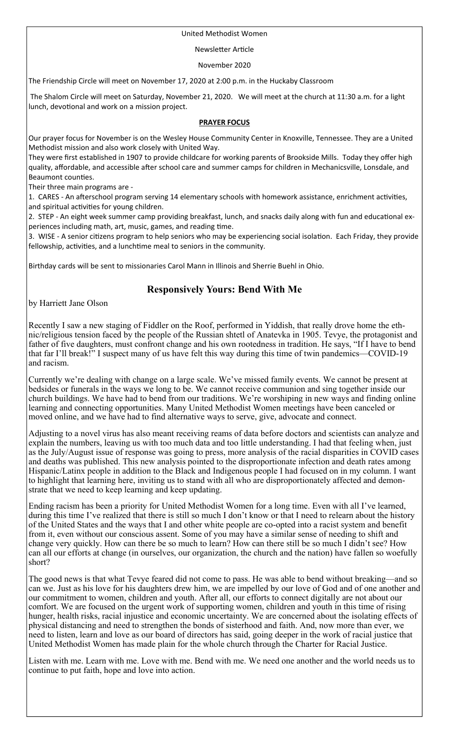United Methodist Women

Newsletter Article

November 2020

The Friendship Circle will meet on November 17, 2020 at 2:00 p.m. in the Huckaby Classroom

The Shalom Circle will meet on Saturday, November 21, 2020. We will meet at the church at 11:30 a.m. for a light lunch, devotional and work on a mission project.

**PRAYER FOCUS**

Our prayer focus for November is on the Wesley House Community Center in Knoxville, Tennessee. They are a United Methodist mission and also work closely with United Way.

They were first established in 1907 to provide childcare for working parents of Brookside Mills. Today they offer high quality, affordable, and accessible after school care and summer camps for children in Mechanicsville, Lonsdale, and Beaumont counties.

Their three main programs are -

1. CARES - An afterschool program serving 14 elementary schools with homework assistance, enrichment activities, and spiritual activities for young children.
2. STEP - An eight week summer camp providing breakfast, lunch, and snacks daily along with fun and educational experiences including math, art, music, games, and reading time.
3. WISE - A senior citizens program to help seniors who may be experiencing social isolation. Each Friday, they provide fellowship, activities, and a lunchtime meal to seniors in the community.

Birthday cards will be sent to missionaries Carol Mann in Illinois and Sherrie Buehl in Ohio.

## Responsively Yours: Bend With Me

by Harriett Jane Olson

Recently I saw a new staging of Fiddler on the Roof, performed in Yiddish, that really drove home the ethnic/religious tension faced by the people of the Russian shtetl of Anatevka in 1905. Tevye, the protagonist and father of five daughters, must confront change and his own rootedness in tradition. He says, "If I have to bend that far I'll break!" I suspect many of us have felt this way during this time of twin pandemics—COVID-19 and racism.

Currently we're dealing with change on a large scale. We've missed family events. We cannot be present at bedsides or funerals in the ways we long to be. We cannot receive communion and sing together inside our church buildings. We have had to bend from our traditions. We're worshiping in new ways and finding online learning and connecting opportunities. Many United Methodist Women meetings have been canceled or moved online, and we have had to find alternative ways to serve, give, advocate and connect.

Adjusting to a novel virus has also meant receiving reams of data before doctors and scientists can analyze and explain the numbers, leaving us with too much data and too little understanding. I had that feeling when, just as the July/August issue of response was going to press, more analysis of the racial disparities in COVID cases and deaths was published. This new analysis pointed to the disproportionate infection and death rates among Hispanic/Latinx people in addition to the Black and Indigenous people I had focused on in my column. I want to highlight that learning here, inviting us to stand with all who are disproportionately affected and demonstrate that we need to keep learning and keep updating.

Ending racism has been a priority for United Methodist Women for a long time. Even with all I've learned, during this time I've realized that there is still so much I don't know or that I need to relearn about the history of the United States and the ways that I and other white people are co-opted into a racist system and benefit from it, even without our conscious assent. Some of you may have a similar sense of needing to shift and change very quickly. How can there be so much to learn? How can there still be so much I didn't see? How can all our efforts at change (in ourselves, our organization, the church and the nation) have fallen so woefully short?

The good news is that what Tevye feared did not come to pass. He was able to bend without breaking—and so can we. Just as his love for his daughters drew him, we are impelled by our love of God and of one another and our commitment to women, children and youth. After all, our efforts to connect digitally are not about our comfort. We are focused on the urgent work of supporting women, children and youth in this time of rising hunger, health risks, racial injustice and economic uncertainty. We are concerned about the isolating effects of physical distancing and need to strengthen the bonds of sisterhood and faith. And, now more than ever, we need to listen, learn and love as our board of directors has said, going deeper in the work of racial justice that United Methodist Women has made plain for the whole church through the Charter for Racial Justice.

Listen with me. Learn with me. Love with me. Bend with me. We need one another and the world needs us to continue to put faith, hope and love into action.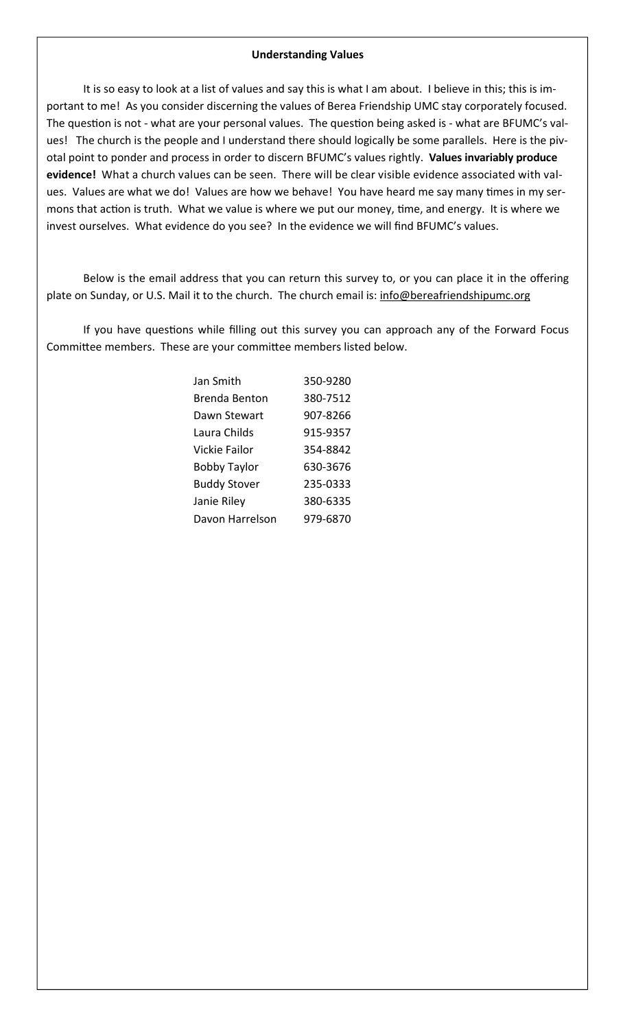**Understanding Values**

It is so easy to look at a list of values and say this is what I am about. I believe in this; this is important to me! As you consider discerning the values of Berea Friendship UMC stay corporately focused. The question is not - what are your personal values. The question being asked is - what are BFUMC's values! The church is the people and I understand there should logically be some parallels. Here is the pivotal point to ponder and process in order to discern BFUMC's values rightly. **Values invariably produce evidence!** What a church values can be seen. There will be clear visible evidence associated with values. Values are what we do! Values are how we behave! You have heard me say many times in my sermons that action is truth. What we value is where we put our money, time, and energy. It is where we invest ourselves. What evidence do you see? In the evidence we will find BFUMC's values.

Below is the email address that you can return this survey to, or you can place it in the offering plate on Sunday, or U.S. Mail it to the church. The church email is: info@bereafriendshipumc.org

If you have questions while filling out this survey you can approach any of the Forward Focus Committee members. These are your committee members listed below.

| | |
|---|---|
| Jan Smith | 350-9280 |
| Brenda Benton | 380-7512 |
| Dawn Stewart | 907-8266 |
| Laura Childs | 915-9357 |
| Vickie Failor | 354-8842 |
| Bobby Taylor | 630-3676 |
| Buddy Stover | 235-0333 |
| Janie Riley | 380-6335 |
| Davon Harrelson | 979-6870 |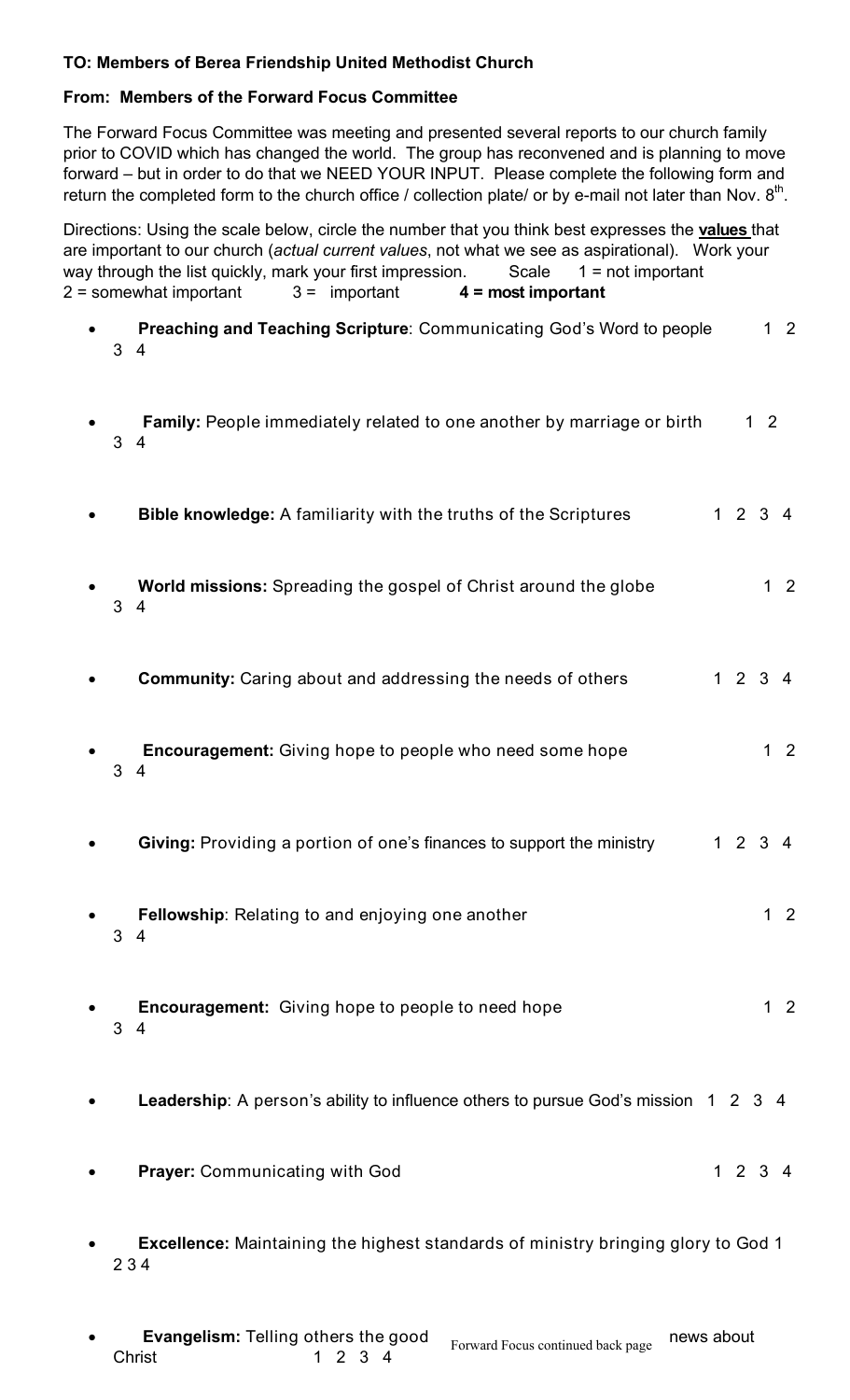**TO: Members of Berea Friendship United Methodist Church**

**From: Members of the Forward Focus Committee**

The Forward Focus Committee was meeting and presented several reports to our church family prior to COVID which has changed the world. The group has reconvened and is planning to move forward – but in order to do that we NEED YOUR INPUT. Please complete the following form and return the completed form to the church office / collection plate/ or by e-mail not later than Nov. 8th.

Directions: Using the scale below, circle the number that you think best expresses the **values** that are important to our church (*actual current values*, not what we see as aspirational). Work your way through the list quickly, mark your first impression. Scale 1 = not important 2 = somewhat important 3 = important **4 = most important**

- **Preaching and Teaching Scripture**: Communicating God's Word to people 1 2 3 4
- **Family:** People immediately related to one another by marriage or birth 1 2 3 4
- **Bible knowledge:** A familiarity with the truths of the Scriptures 1 2 3 4
- **World missions:** Spreading the gospel of Christ around the globe 1 2 3 4
- **Community:** Caring about and addressing the needs of others 1 2 3 4
- **Encouragement:** Giving hope to people who need some hope 1 2 3 4
- **Giving:** Providing a portion of one's finances to support the ministry 1 2 3 4
- **Fellowship**: Relating to and enjoying one another 1 2 3 4
- **Encouragement:** Giving hope to people to need hope 1 2 3 4
- **Leadership**: A person's ability to influence others to pursue God's mission 1 2 3 4
- **Prayer:** Communicating with God 1 2 3 4
- **Excellence:** Maintaining the highest standards of ministry bringing glory to God 1 2 3 4
- **Evangelism:** Telling others the good news about Christ 1 2 3 4

Forward Focus continued back page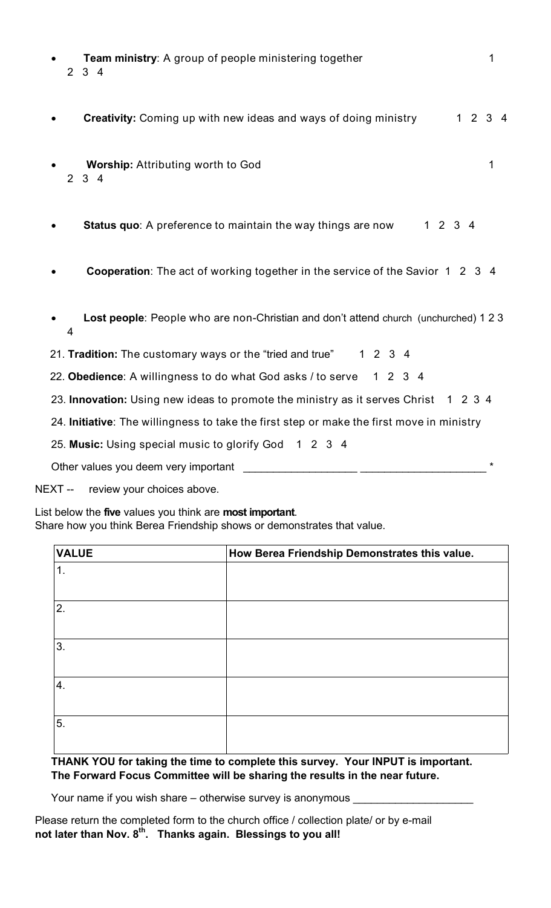- **Team ministry**: A group of people ministering together 1 2 3 4

- **Creativity:** Coming up with new ideas and ways of doing ministry 1 2 3 4

- **Worship:** Attributing worth to God 1 2 3 4

- **Status quo**: A preference to maintain the way things are now 1 2 3 4

- **Cooperation**: The act of working together in the service of the Savior 1 2 3 4

- **Lost people**: People who are non-Christian and don't attend church (unchurched) 1 2 3 4

21. **Tradition:** The customary ways or the "tried and true" 1 2 3 4
22. **Obedience**: A willingness to do what God asks / to serve 1 2 3 4
23. **Innovation:** Using new ideas to promote the ministry as it serves Christ 1 2 3 4
24. **Initiative**: The willingness to take the first step or make the first move in ministry
25. **Music:** Using special music to glorify God 1 2 3 4

Other values you deem very important __________________ ____________________ *

NEXT -- review your choices above.

List below the **five** values you think are **most important**.
Share how you think Berea Friendship shows or demonstrates that value.

| VALUE | How Berea Friendship Demonstrates this value. |
|---|---|
| 1. | |
| 2. | |
| 3. | |
| 4. | |
| 5. | |

**THANK YOU for taking the time to complete this survey. Your INPUT is important. The Forward Focus Committee will be sharing the results in the near future.**

Your name if you wish share – otherwise survey is anonymous ___________________

Please return the completed form to the church office / collection plate/ or by e-mail **not later than Nov. 8th. Thanks again. Blessings to you all!**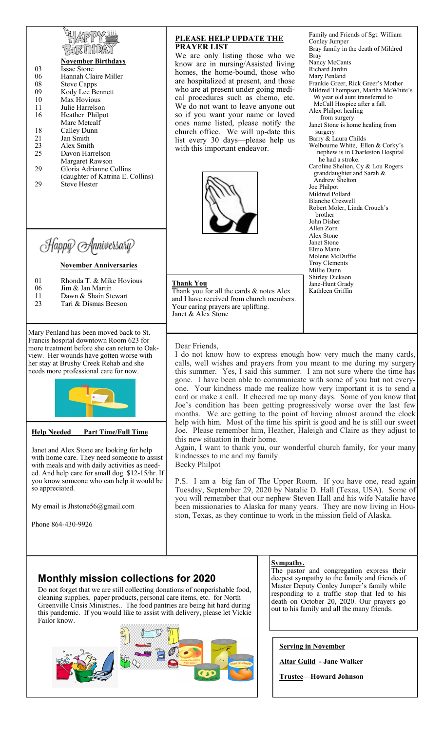## November Birthdays

| | |
|---|---|
| 03 | Issac Stone |
| 06 | Hannah Claire Miller |
| 08 | Steve Capps |
| 09 | Kody Lee Bennett |
| 10 | Max Hovious |
| 11 | Julie Harrelson |
| 16 | Heather Philpot |
| | Marc Metcalf |
| 18 | Calley Dunn |
| 21 | Jan Smith |
| 23 | Alex Smith |
| 25 | Davon Harrelson |
| | Margaret Rawson |
| 29 | Gloria Adrianne Collins (daughter of Katrina E. Collins) |
| 29 | Steve Hester |

## Happy Anniversary

### November Anniversaries

| | |
|---|---|
| 01 | Rhonda T. & Mike Hovious |
| 06 | Jim & Jan Martin |
| 11 | Dawn & Shain Stewart |
| 23 | Tari & Dismas Beeson |

## PLEASE HELP UPDATE THE PRAYER LIST

We are only listing those who we know are in nursing/Assisted living homes, the home-bound, those who are hospitalized at present, and those who are at present under going medical procedures such as chemo, etc. We do not want to leave anyone out so if you want your name or loved ones name listed, please notify the church office. We will up-date this list every 30 days—please help us with this important endeavor.

Family and Friends of Sgt. William Conley Jumper
Bray family in the death of Mildred Bray
Nancy McCants
Richard Jardin
Mary Penland
Frankie Greer, Rick Greer's Mother
Mildred Thompson, Martha McWhite's 96 year old aunt transferred to McCall Hospice after a fall.
Alex Philpot healing from surgery
Janet Stone is home healing from surgery
Barry & Laura Childs
Welbourne White, Ellen & Corky's nephew is in Charleston Hospital he had a stroke.
Caroline Shelton, Cy & Lou Rogers granddaughter and Sarah & Andrew Shelton
Joe Philpot
Mildred Pollard
Blanche Creswell
Robert Moler, Linda Crouch's brother
John Disher
Allen Zorn
Alex Stone
Janet Stone
Elmo Mann
Molene McDuffie
Troy Clements
Millie Dunn
Shirley Dickson
Jane-Hunt Grady
Kathleen Griffin

### Thank You

Thank you for all the cards & notes Alex and I have received from church members. Your caring prayers are uplifting.
Janet & Alex Stone

Mary Penland has been moved back to St. Francis hospital downtown Room 623 for more treatment before she can return to Oakview. Her wounds have gotten worse with her stay at Brushy Creek Rehab and she needs more professional care for now.

### Help Needed Part Time/Full Time

Janet and Alex Stone are looking for help with home care. They need someone to assist with meals and with daily activities as needed. And help care for small dog. $12-15/hr. If you know someone who can help it would be so appreciated.

My email is Jhstone56@gmail.com

Phone 864-430-9926

Dear Friends,

I do not know how to express enough how very much the many cards, calls, well wishes and prayers from you meant to me during my surgery this summer. Yes, I said this summer. I am not sure where the time has gone. I have been able to communicate with some of you but not everyone. Your kindness made me realize how very important it is to send a card or make a call. It cheered me up many days. Some of you know that Joe's condition has been getting progressively worse over the last few months. We are getting to the point of having almost around the clock help with him. Most of the time his spirit is good and he is still our sweet Joe. Please remember him, Heather, Haleigh and Claire as they adjust to this new situation in their home.

Again, I want to thank you, our wonderful church family, for your many kindnesses to me and my family.

Becky Philpot

P.S. I am a big fan of The Upper Room. If you have one, read again Tuesday, September 29, 2020 by Natalie D. Hall (Texas, USA). Some of you will remember that our nephew Steven Hall and his wife Natalie have been missionaries to Alaska for many years. They are now living in Houston, Texas, as they continue to work in the mission field of Alaska.

## Monthly mission collections for 2020

Do not forget that we are still collecting donations of nonperishable food, cleaning supplies, paper products, personal care items, etc. for North Greenville Crisis Ministries.. The food pantries are being hit hard during this pandemic. If you would like to assist with delivery, please let Vickie Failor know.

### Sympathy.

The pastor and congregation express their deepest sympathy to the family and friends of Master Deputy Conley Jumper's family while responding to a traffic stop that led to his death on October 20, 2020. Our prayers go out to his family and all the many friends.

### Serving in November

**Altar Guild - Jane Walker**

**Trustee—Howard Johnson**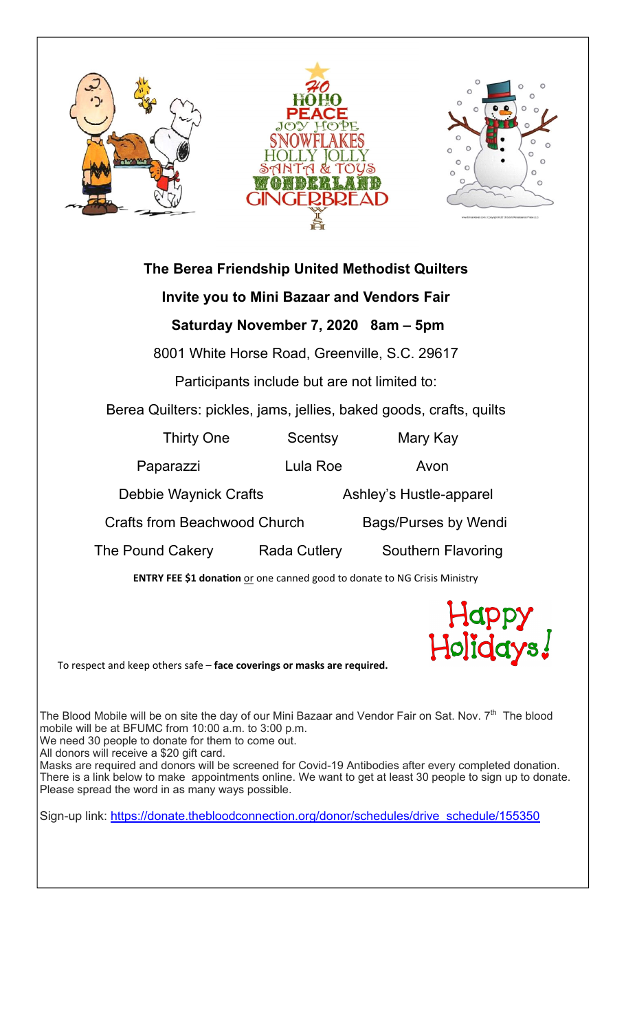**The Berea Friendship United Methodist Quilters**

**Invite you to Mini Bazaar and Vendors Fair**

**Saturday November 7, 2020 8am – 5pm**

8001 White Horse Road, Greenville, S.C. 29617

Participants include but are not limited to:

Berea Quilters: pickles, jams, jellies, baked goods, crafts, quilts

Thirty One Scentsy Mary Kay

Paparazzi Lula Roe Avon

Debbie Waynick Crafts Ashley's Hustle-apparel

Crafts from Beachwood Church Bags/Purses by Wendi

The Pound Cakery Rada Cutlery Southern Flavoring

**ENTRY FEE $1 donation** or one canned good to donate to NG Crisis Ministry

Happy Holidays!

To respect and keep others safe – **face coverings or masks are required.**

The Blood Mobile will be on site the day of our Mini Bazaar and Vendor Fair on Sat. Nov. 7th The blood mobile will be at BFUMC from 10:00 a.m. to 3:00 p.m.
We need 30 people to donate for them to come out.
All donors will receive a $20 gift card.
Masks are required and donors will be screened for Covid-19 Antibodies after every completed donation. There is a link below to make appointments online. We want to get at least 30 people to sign up to donate. Please spread the word in as many ways possible.

Sign-up link: https://donate.thebloodconnection.org/donor/schedules/drive_schedule/155350